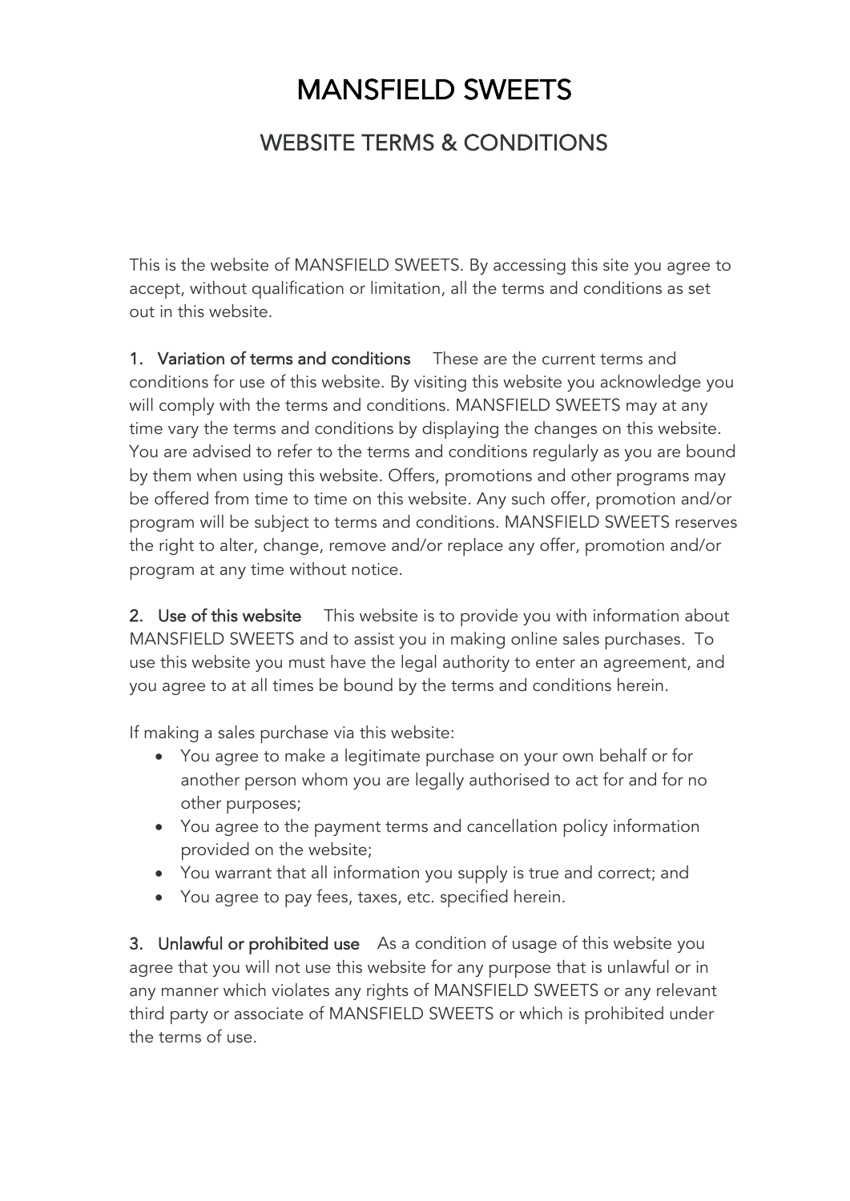# MANSFIELD SWEETS

## WEBSITE TERMS & CONDITIONS

This is the website of MANSFIELD SWEETS. By accessing this site you agree to accept, without qualification or limitation, all the terms and conditions as set out in this website.

**1. Variation of terms and conditions** These are the current terms and conditions for use of this website. By visiting this website you acknowledge you will comply with the terms and conditions. MANSFIELD SWEETS may at any time vary the terms and conditions by displaying the changes on this website. You are advised to refer to the terms and conditions regularly as you are bound by them when using this website. Offers, promotions and other programs may be offered from time to time on this website. Any such offer, promotion and/or program will be subject to terms and conditions. MANSFIELD SWEETS reserves the right to alter, change, remove and/or replace any offer, promotion and/or program at any time without notice.

**2. Use of this website** This website is to provide you with information about MANSFIELD SWEETS and to assist you in making online sales purchases. To use this website you must have the legal authority to enter an agreement, and you agree to at all times be bound by the terms and conditions herein.

If making a sales purchase via this website:

- You agree to make a legitimate purchase on your own behalf or for another person whom you are legally authorised to act for and for no other purposes;
- You agree to the payment terms and cancellation policy information provided on the website;
- You warrant that all information you supply is true and correct; and
- You agree to pay fees, taxes, etc. specified herein.

**3. Unlawful or prohibited use** As a condition of usage of this website you agree that you will not use this website for any purpose that is unlawful or in any manner which violates any rights of MANSFIELD SWEETS or any relevant third party or associate of MANSFIELD SWEETS or which is prohibited under the terms of use.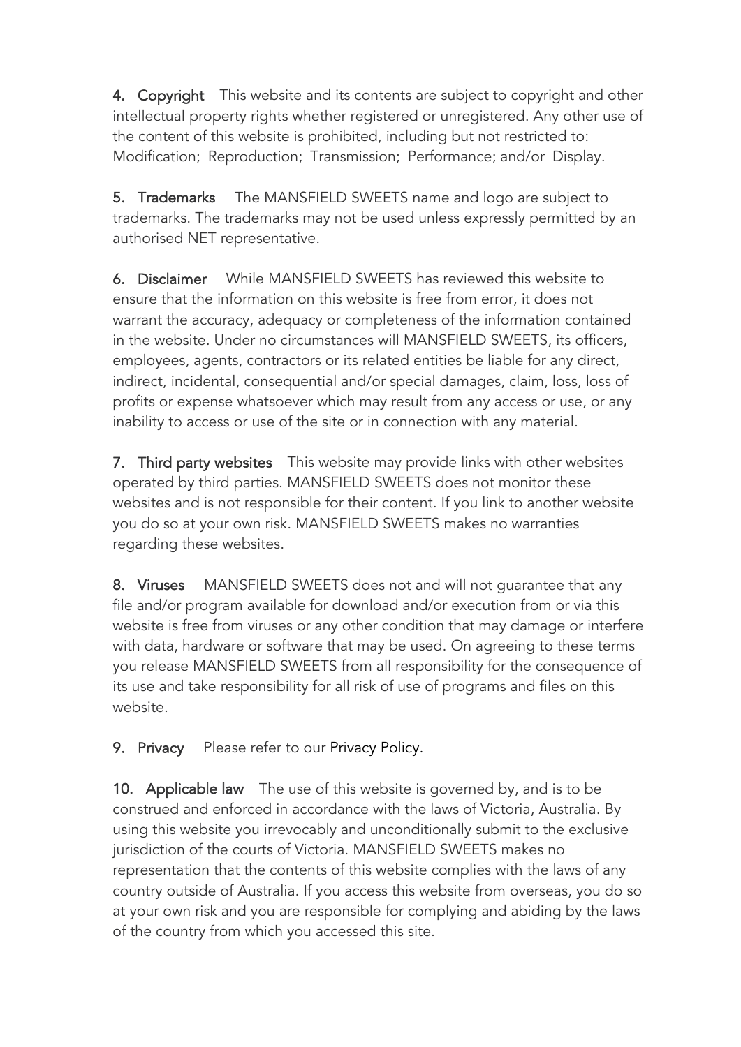**4. Copyright** This website and its contents are subject to copyright and other intellectual property rights whether registered or unregistered. Any other use of the content of this website is prohibited, including but not restricted to: Modification; Reproduction; Transmission; Performance; and/or Display.

**5. Trademarks** The MANSFIELD SWEETS name and logo are subject to trademarks. The trademarks may not be used unless expressly permitted by an authorised NET representative.

**6. Disclaimer** While MANSFIELD SWEETS has reviewed this website to ensure that the information on this website is free from error, it does not warrant the accuracy, adequacy or completeness of the information contained in the website. Under no circumstances will MANSFIELD SWEETS, its officers, employees, agents, contractors or its related entities be liable for any direct, indirect, incidental, consequential and/or special damages, claim, loss, loss of profits or expense whatsoever which may result from any access or use, or any inability to access or use of the site or in connection with any material.

**7. Third party websites** This website may provide links with other websites operated by third parties. MANSFIELD SWEETS does not monitor these websites and is not responsible for their content. If you link to another website you do so at your own risk. MANSFIELD SWEETS makes no warranties regarding these websites.

**8. Viruses** MANSFIELD SWEETS does not and will not guarantee that any file and/or program available for download and/or execution from or via this website is free from viruses or any other condition that may damage or interfere with data, hardware or software that may be used. On agreeing to these terms you release MANSFIELD SWEETS from all responsibility for the consequence of its use and take responsibility for all risk of use of programs and files on this website.

**9. Privacy** Please refer to our Privacy Policy.

**10. Applicable law** The use of this website is governed by, and is to be construed and enforced in accordance with the laws of Victoria, Australia. By using this website you irrevocably and unconditionally submit to the exclusive jurisdiction of the courts of Victoria. MANSFIELD SWEETS makes no representation that the contents of this website complies with the laws of any country outside of Australia. If you access this website from overseas, you do so at your own risk and you are responsible for complying and abiding by the laws of the country from which you accessed this site.